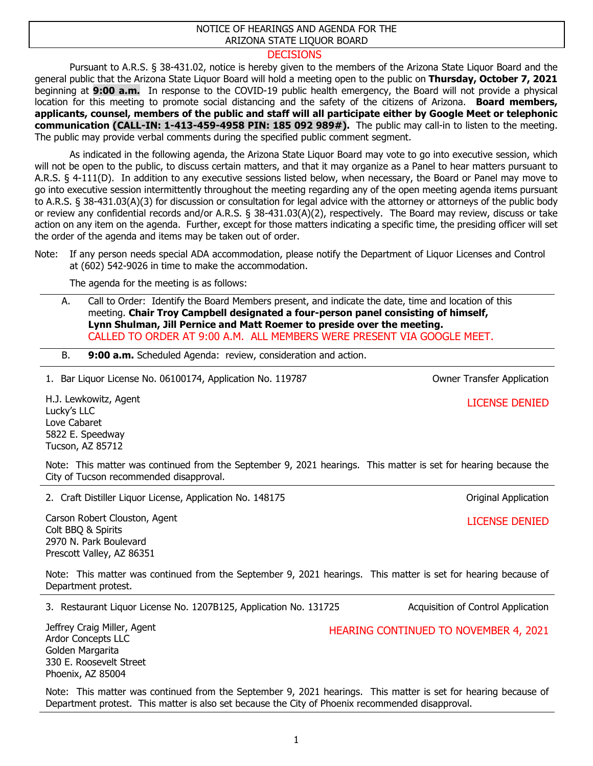# NOTICE OF HEARINGS AND AGENDA FOR THE ARIZONA STATE LIQUOR BOARD

## DECISIONS

Pursuant to A.R.S. § 38-431.02, notice is hereby given to the members of the Arizona State Liquor Board and the general public that the Arizona State Liquor Board will hold a meeting open to the public on **Thursday, October 7, 2021** beginning at **9:00 a.m.** In response to the COVID-19 public health emergency, the Board will not provide a physical location for this meeting to promote social distancing and the safety of the citizens of Arizona. **Board members, applicants, counsel, members of the public and staff will all participate either by Google Meet or telephonic communication (CALL-IN: 1-413-459-4958 PIN: 185 092 989#).** The public may call-in to listen to the meeting. The public may provide verbal comments during the specified public comment segment.

As indicated in the following agenda, the Arizona State Liquor Board may vote to go into executive session, which will not be open to the public, to discuss certain matters, and that it may organize as a Panel to hear matters pursuant to A.R.S. § 4-111(D). In addition to any executive sessions listed below, when necessary, the Board or Panel may move to go into executive session intermittently throughout the meeting regarding any of the open meeting agenda items pursuant to A.R.S. § 38-431.03(A)(3) for discussion or consultation for legal advice with the attorney or attorneys of the public body or review any confidential records and/or A.R.S. § 38-431.03(A)(2), respectively. The Board may review, discuss or take action on any item on the agenda. Further, except for those matters indicating a specific time, the presiding officer will set the order of the agenda and items may be taken out of order.

Note: If any person needs special ADA accommodation, please notify the Department of Liquor Licenses and Control at (602) 542-9026 in time to make the accommodation.

The agenda for the meeting is as follows:

A. Call to Order: Identify the Board Members present, and indicate the date, time and location of this meeting. **Chair Troy Campbell designated a four-person panel consisting of himself, Lynn Shulman, Jill Pernice and Matt Roemer to preside over the meeting.**
CALLED TO ORDER AT 9:00 A.M. ALL MEMBERS WERE PRESENT VIA GOOGLE MEET.

B. **9:00 a.m.** Scheduled Agenda: review, consideration and action.

---

1. Bar Liquor License No. 06100174, Application No. 119787 — Owner Transfer Application

H.J. Lewkowitz, Agent
Lucky's LLC
Love Cabaret
5822 E. Speedway
Tucson, AZ 85712

LICENSE DENIED

Note: This matter was continued from the September 9, 2021 hearings. This matter is set for hearing because the City of Tucson recommended disapproval.

---

2. Craft Distiller Liquor License, Application No. 148175 — Original Application

Carson Robert Clouston, Agent
Colt BBQ & Spirits
2970 N. Park Boulevard
Prescott Valley, AZ 86351

LICENSE DENIED

Note: This matter was continued from the September 9, 2021 hearings. This matter is set for hearing because of Department protest.

---

3. Restaurant Liquor License No. 1207B125, Application No. 131725 — Acquisition of Control Application

Jeffrey Craig Miller, Agent
Ardor Concepts LLC
Golden Margarita
330 E. Roosevelt Street
Phoenix, AZ 85004

HEARING CONTINUED TO NOVEMBER 4, 2021

Note: This matter was continued from the September 9, 2021 hearings. This matter is set for hearing because of Department protest. This matter is also set because the City of Phoenix recommended disapproval.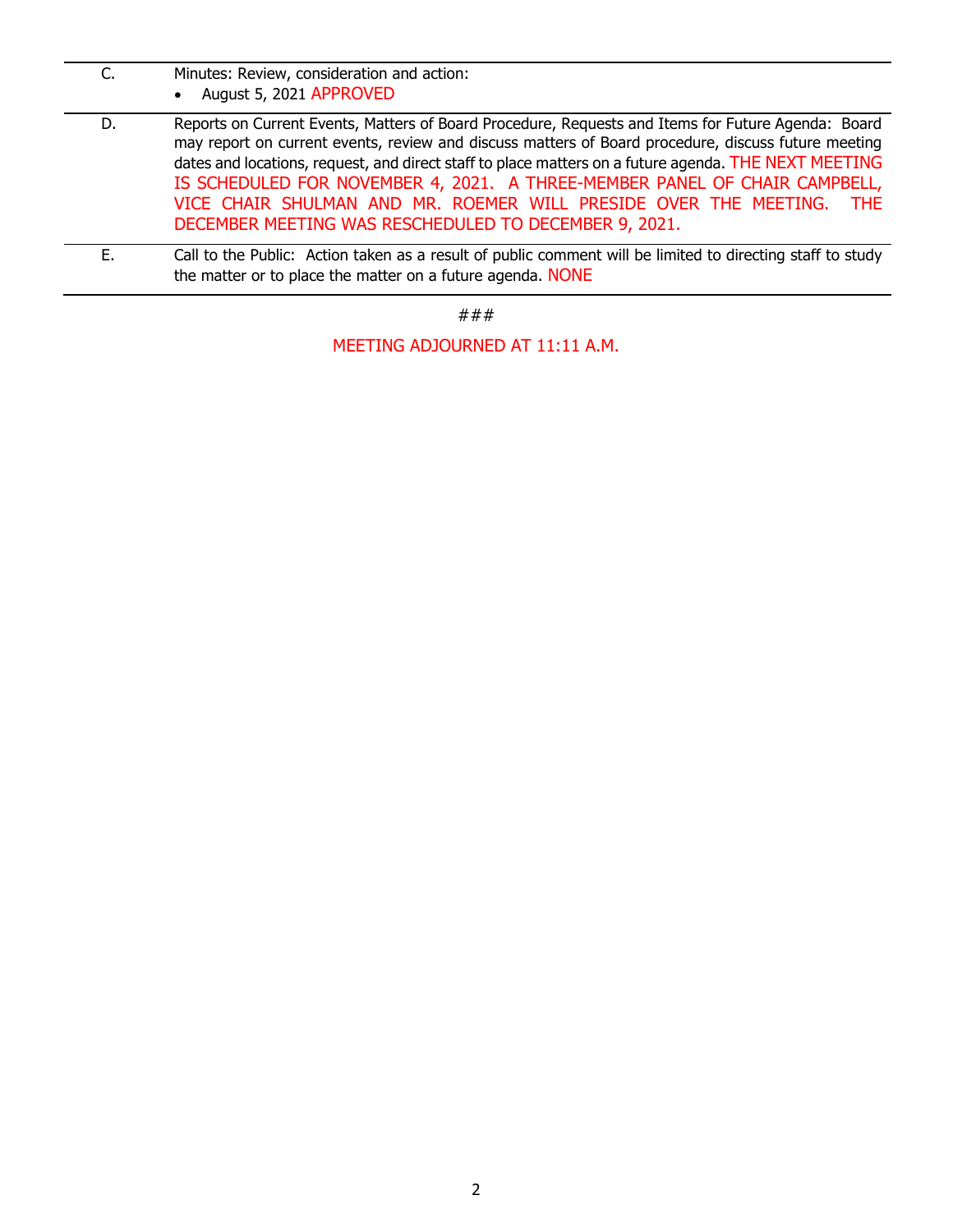| | |
|---|---|
| C. | Minutes: Review, consideration and action:<br>• August 5, 2021 APPROVED |
| D. | Reports on Current Events, Matters of Board Procedure, Requests and Items for Future Agenda: Board may report on current events, review and discuss matters of Board procedure, discuss future meeting dates and locations, request, and direct staff to place matters on a future agenda. THE NEXT MEETING IS SCHEDULED FOR NOVEMBER 4, 2021. A THREE-MEMBER PANEL OF CHAIR CAMPBELL, VICE CHAIR SHULMAN AND MR. ROEMER WILL PRESIDE OVER THE MEETING. THE DECEMBER MEETING WAS RESCHEDULED TO DECEMBER 9, 2021. |
| E. | Call to the Public: Action taken as a result of public comment will be limited to directing staff to study the matter or to place the matter on a future agenda. NONE |

###

MEETING ADJOURNED AT 11:11 A.M.